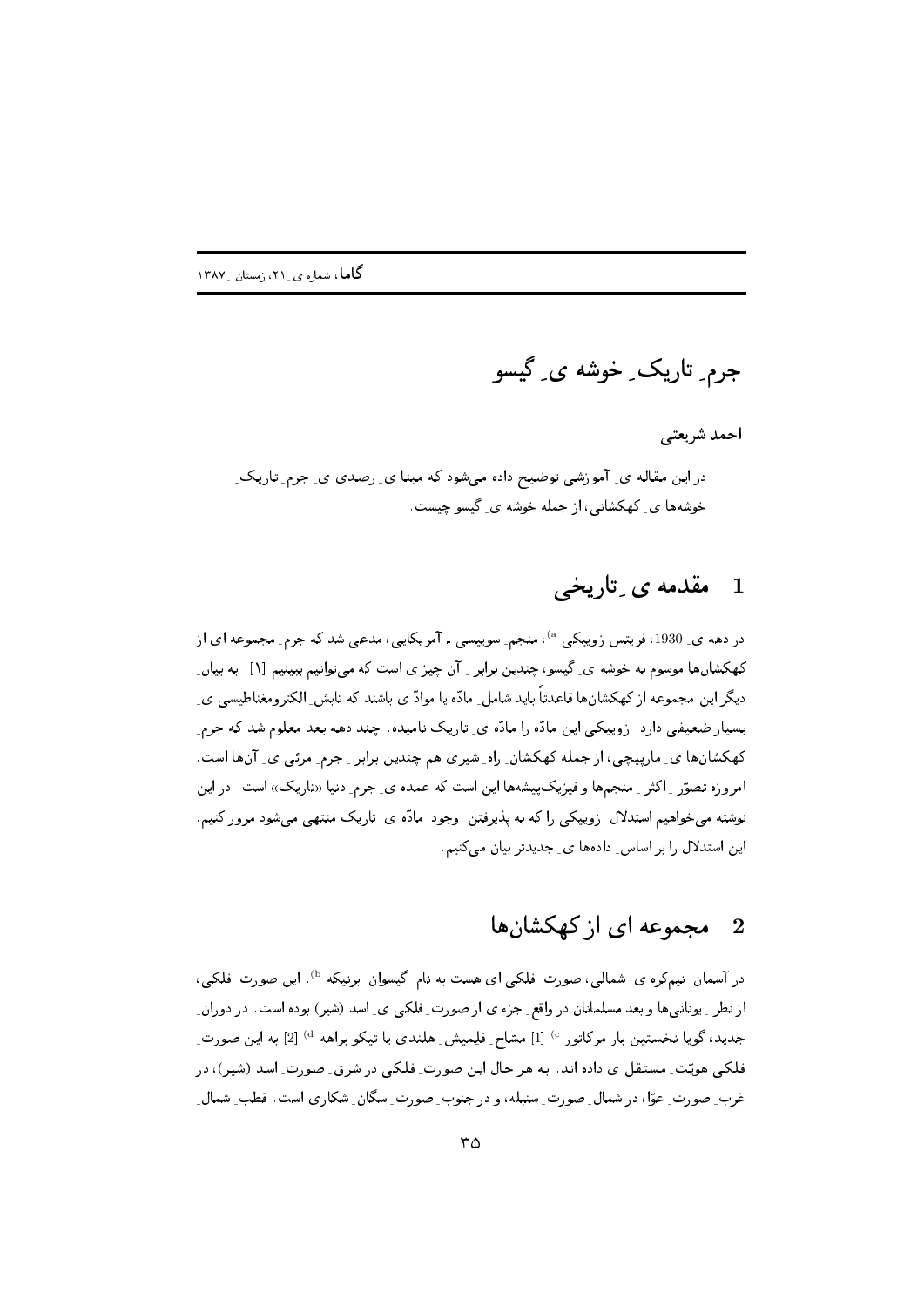# جرمِ تاریکِ خوشه یِ گیسو

**احمد شریعتی**

در این مقاله یِ آموزشی توضیح داده می‌شود که مبنا یِ رصدی یِ جرمِ تاریکِ خوشه‌ها یِ کهکشانی، از جمله خوشه یِ گیسو چیست.

## 1 مقدمه یِ تاریخی

در دهه یِ 1930، فریتس زوییکی [a]، منجمِ سوییسی ـ آمریکایی، مدعی شد که جرمِ مجموعه ای از کهکشان‌ها موسوم به خوشه یِ گیسو، چندین برابرِ آن چیزی است که می‌توانیم ببینیم [1]. به بیانِ دیگر این مجموعه از کهکشان‌ها قاعدتاً باید شاملِ مادّه یا موادّ ی باشند که تابشِ الکترومغناطیسی یِ بسیار ضعیفی دارد. زوییکی این مادّه را مادّه یِ تاریک نامیده. چند دهه بعد معلوم شد که جرمِ کهکشان‌ها یِ مارپیچی، از جمله کهکشانِ راهِ شیری هم چندین برابرِ جرمِ مرئی یِ آن‌ها است. امروزه تصوّرِ اکثرِ منجم‌ها و فیزیک‌پیشه‌ها این است که عمده یِ جرمِ دنیا «تاریک» است. در این نوشته می‌خواهیم استدلالِ زوییکی را که به پذیرفتنِ وجودِ مادّه یِ تاریک منتهی می‌شود مرور کنیم. این استدلال را بر اساسِ داده‌ها یِ جدیدتر بیان می‌کنیم.

## 2 مجموعه ای از کهکشان‌ها

در آسمانِ نیم‌کره یِ شمالی، صورتِ فلکی ای هست به نامِ گیسوانِ برنیکه [b]. این صورتِ فلکی، از نظرِ یونانی‌ها و بعد مسلمانان در واقع جزء ی از صورتِ فلکی یِ اسد (شیر) بوده است. در دورانِ جدید، گویا نخستین بار مرکاتور [c] [1] مسّاحِ فلیمیشِ هلندی یا تیکو براهه [d] [2] به این صورتِ فلکی هویّتِ مستقل ی داده اند. به هر حال این صورتِ فلکی در شرقِ صورتِ اسد (شیر)، در غربِ صورتِ عوّا، در شمالِ صورتِ سنبله، و در جنوبِ صورتِ سگانِ شکاری است. قطبِ شمالِ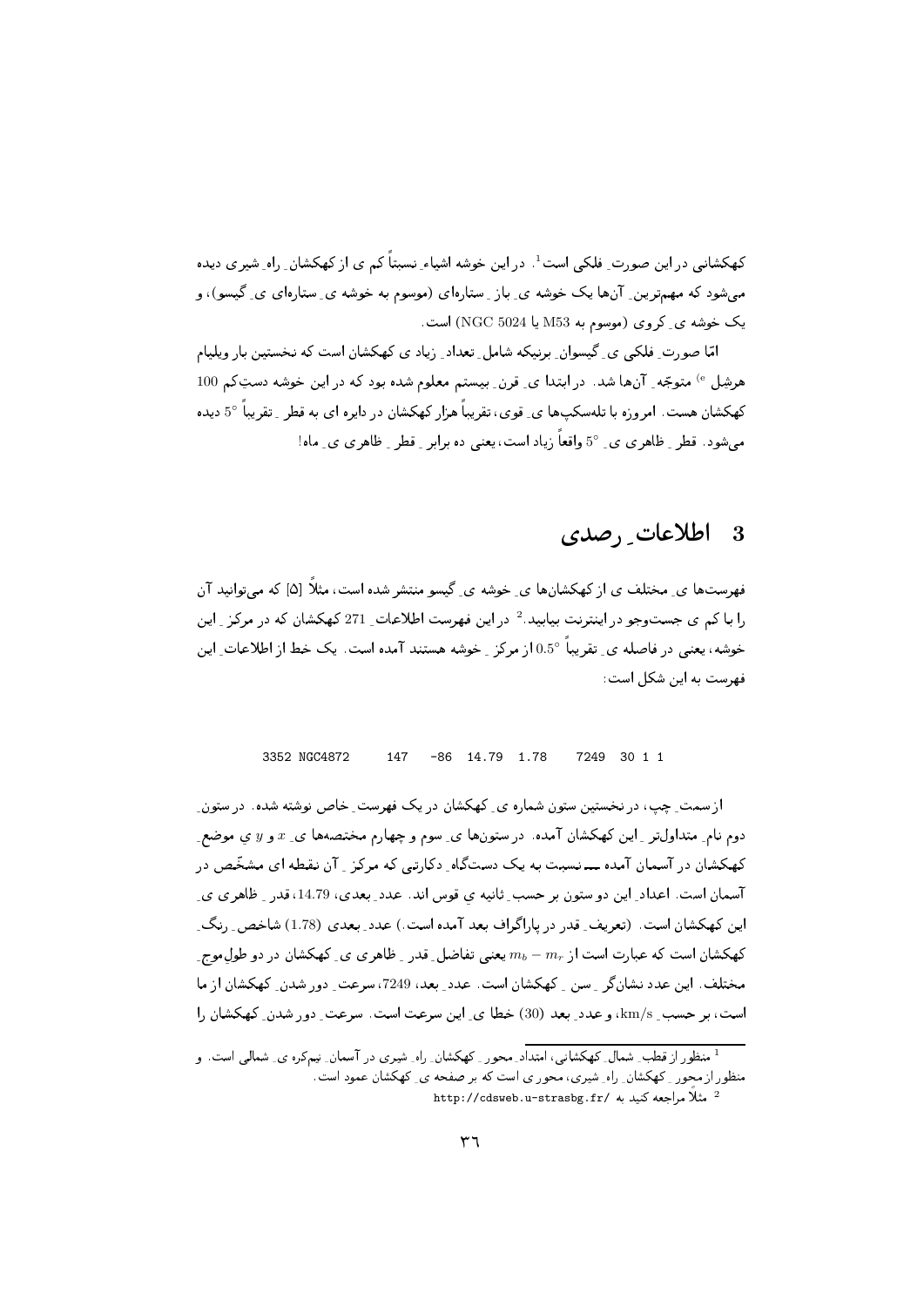کهکشانی در این صورت ِ فلکی است[1]. در این خوشه اشیاء نسبتاً کم ی از کهکشان ِ راه ِ شیری دیده می‌شود که مهم‌ترین ِ آن‌ها یک خوشه ی ِ باز ِ ستاره‌ای (موسوم به خوشه ی ِ ستاره‌ای ی ِ گیسو)، و یک خوشه ی ِ کروی (موسوم به M53 یا NGC 5024) است.

امّا صورت ِ فلکی ی ِ گیسوان ِ برنیکه شامل ِ تعداد ِ زیاد ی کهکشان است که نخستین بار ویلیام هرشِل [e] متوجّه ِ آن‌ها شد. در ابتدا ی ِ قرن ِ بیستم معلوم شده بود که در این خوشه دست‌ِکم 100 کهکشان هست. امروزه با تلسکپ‌ها ی ِ قوی، تقریباً هزار کهکشان در دایره ای به قطر ِ تقریباً $5^\circ$ دیده می‌شود. قطر ِ ظاهری ی ِ $5^\circ$ واقعاً زیاد است، یعنی ده برابر ِ قطر ِ ظاهری ی ِ ماه!

## 3 اطلاعات ِ رصدی

فهرست‌ها ی ِ مختلف ی از کهکشان‌ها ی ِ خوشه ی ِ گیسو منتشر شده است، مثلاً [5] که می‌توانید آن را با کم ی جست‌وجو در اینترنت بیابید.[2] در این فهرست اطلاعات ِ 271 کهکشان که در مرکز ِ این خوشه، یعنی در فاصله ی ِ تقریباً $0.5^\circ$ از مرکز ِ خوشه هستند آمده است. یک خط از اطلاعات ِ این فهرست به این شکل است:

```
3352 NGC4872     147   -86  14.79  1.78    7249  30 1 1
```

از سمت ِ چپ، در نخستین ستون شماره ی ِ کهکشان در یک فهرست ِ خاص نوشته شده. در ستون ِ دوم نام ِ متداول‌تر ِ این کهکشان آمده. در ستون‌ها ی ِ سوم و چهارم مختصه‌ها ی ِ $x$ و $y$ ی ِ موضع ِ کهکشان در آسمان آمده ـــ نسبت به یک دستگاه ِ دکارتی که مرکز ِ آن نقطه ای مشخّص در آسمان است. اعداد ِ این دو ستون بر حسب ِ ثانیه ی ِ قوس اند. عدد ِ بعدی، 14.79، قدر ِ ظاهری ی ِ این کهکشان است. (تعریف ِ قدر در پاراگراف بعد آمده است.) عدد ِ بعدی (1.78) شاخص ِ رنگ ِ کهکشان است که عبارت است از $m_b - m_r$ یعنی تفاضل ِ قدر ِ ظاهری ی ِ کهکشان در دو طول‌موج ِ مختلف. این عدد نشان‌گر ِ سن ِ کهکشان است. عدد ِ بعد، 7249، سرعت ِ دور شدن ِ کهکشان از ما است، بر حسب ِ km/s، و عدد ِ بعد (30) خطا ی ِ این سرعت است. سرعت ِ دور شدن ِ کهکشان را

---

[1] منظور از قطب ِ شمال ِ کهکشانی، امتداد ِ محور ِ کهکشان ِ راه ِ شیری در آسمان ِ نیم‌کره ی ِ شمالی است. و منظور از محور ِ کهکشان ِ راه ِ شیری، محور ی است که بر صفحه ی ِ کهکشان عمود است.

[2] مثلاً مراجعه کنید به http://cdsweb.u-strasbg.fr/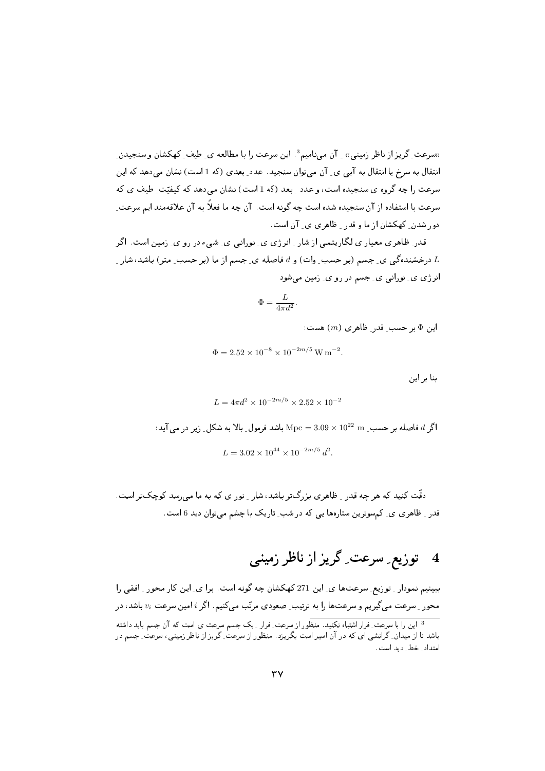«سرعتِ گریز از ناظرِ زمینی» ِ آن می‌نامیم[3]. این سرعت را با مطالعه یِ طیفِ کهکشان و سنجیدنِ انتقال به سرخ یا انتقال به آبی یِ آن می‌توان سنجید. عددِ بعدی (که 1 است) نشان می‌دهد که این سرعت را چه گروه یِ سنجیده است، و عدد ِ بعد (که 1 است) نشان می‌دهد که کیفیّتِ طیف یِ که سرعت با استفاده از آن سنجیده شده است چه گونه است. آن چه ما فعلاً به آن علاقه‌مند ایم سرعتِ دور شدنِ کهکشان از ما و قدر ِ ظاهری یِ آن است.

قدرِ ظاهری معیاری لگاریتمی از شار ِ انرژی یِ نورانی یِ شیء در رو یِ زمین است. اگر $L$ درخشنده‌گی یِ جسم (بر حسبِ وات) و $d$ فاصله یِ جسم از ما (بر حسبِ متر) باشد، شار ِ انرژی یِ نورانی یِ جسم در رو یِ زمین می‌شود

$$\Phi = \frac{L}{4\pi d^2}.$$

این $\Phi$ بر حسبِ قدرِ ظاهری ($m$) هست:

$$\Phi = 2.52 \times 10^{-8} \times 10^{-2m/5}\,\mathrm{W\,m^{-2}}.$$

بنا بر این

$$L = 4\pi d^2 \times 10^{-2m/5} \times 2.52 \times 10^{-2}$$

اگر $d$ فاصله بر حسبِ $\mathrm{Mpc} = 3.09 \times 10^{22}\ \mathrm{m}$ باشد فرمولِ بالا به شکلِ زیر در می‌آید:

$$L = 3.02 \times 10^{44} \times 10^{-2m/5}\, d^2.$$

دقّت کنید که هر چه قدر ِ ظاهری بزرگ‌تر باشد، شار ِ نور ی که به ما می‌رسد کوچک‌تر است. قدر ِ ظاهری یِ کم‌سوترین ستاره‌ها یی که در شبِ تاریک با چشم می‌توان دید 6 است.

## 4 توزیعِ سرعتِ گریز از ناظرِ زمینی

ببینیم نمودار ِ توزیعِ سرعت‌ها یِ این 271 کهکشان چه گونه است. برا یِ این کار محور ِ افقی را محور ِ سرعت می‌گیریم و سرعت‌ها را به ترتیبِ صعودی مرتّب می‌کنیم. اگر $i$ امین سرعت $v_i$ باشد، در

[3] این را با سرعتِ فرار اشتباه نکنید. منظور از سرعتِ فرار ِ یک جسم سرعت ی است که آن جسم باید داشته باشد تا از میدانِ گرانشی ای که در آن اسیر است بگریزد. منظور از سرعتِ گریز از ناظرِ زمینی، سرعتِ جسم در امتدادِ خطِ دید است.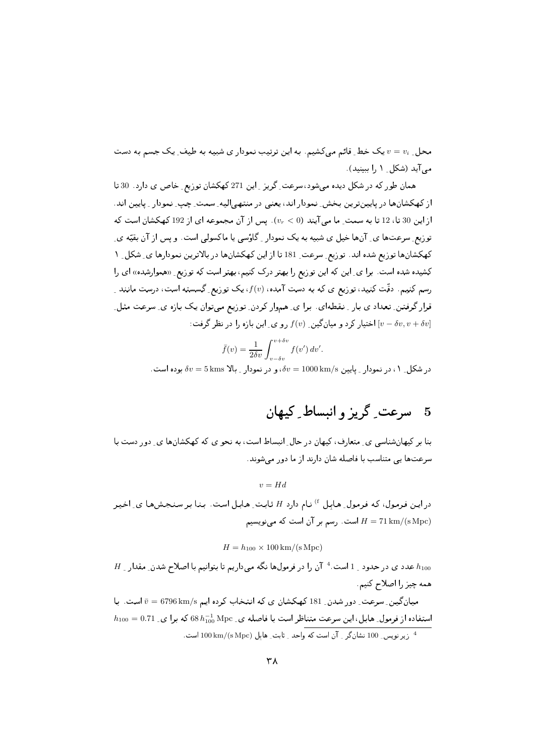محل ِ $v = v_i$ یک خط ِ قائم می‌کشیم. به این ترتیب نمودار ی شبیه به طیف ِ یک جسم به دست می‌آید (شکل ِ ۱ را ببینید).

همان طور که در شکل دیده می‌شود، سرعت ِ گریز ِ این 271 کهکشان توزیع ِ خاص ی دارد. 30 تا از کهکشان‌ها در پایین‌ترین بخش ِ نمودار اند، یعنی در منتهی‌الیه ِ سمت ِ چپ ِ نمودار ِ پایین اند. از این 30 تا، 12 تا به سمت ِ ما می‌آیند ($v_r < 0$). پس از آن مجموعه ای از 192 کهکشان است که توزیع ِ سرعت‌ها ی ِ آن‌ها خیل ی شبیه به یک نمودار ِ گاوّسی یا ماکسولی است. و پس از آن بقیّه ی ِ کهکشان‌ها توزیع شده اند. توزیع ِ سرعت ِ 181 تا از این کهکشان‌ها در بالاترین نمودارها ی ِ شکل ِ ۱ کشیده شده است. برا ی ِ این که این توزیع را بهتر درک کنیم، بهتر است که توزیع ِ «هموارشده» ای را رسم کنیم. دقّت کنید، توزیع ی که به دست آمده، $f(v)$، یک توزیع ِ گسسته است، درست مانند ِ قرار گرفتن ِ تعداد ی بار ِ نقطه‌ای. برا ی ِ هموار کردن ِ توزیع می‌توان یک بازه ی ِ سرعت مثل ِ $[v - \delta v, v + \delta v]$ اختیار کرد و میانگین ِ $f(v)$ رو ی ِ این بازه را در نظر گرفت:

$$\bar{f}(v) = \frac{1}{2\delta v}\int_{v-\delta v}^{v+\delta v} f(v')\, dv'.$$

در شکل ِ ۱، در نمودار ِ پایین $\delta v = 1000\,\mathrm{km/s}$، و در نمودار ِ بالا $\delta v = 5\,\mathrm{kms}$ بوده است.

## 5 سرعت ِ گریز و انبساط ِ کیهان

بنا بر کیهان‌شناسی ی ِ متعارف، کیهان در حال ِ انبساط است، به نحو ی که کهکشان‌ها ی ِ دور دست با سرعت‌ها یی متناسب با فاصله شان دارند از ما دور می‌شوند.

$$v = Hd$$

در این فرمول، که فرمول ِ هابل [f] نام دارد $H$ ثابت ِ هابل است. بنا بر سنجش‌ها ی ِ اخیر $H = 71\,\mathrm{km/(s\,Mpc)}$ است. رسم بر آن است که می‌نویسیم

$$H = h_{100} \times 100\,\mathrm{km/(s\,Mpc)}$$

$h_{100}$ عدد ی در حدود ِ 1 است.[4] آن را در فرمول‌ها نگه می‌داریم تا بتوانیم با اصلاح شدن ِ مقدار ِ $H$ همه چیز را اصلاح کنیم.

میانگین ِ سرعت ِ دور شدن ِ 181 کهکشان ی که انتخاب کرده ایم $\bar{v} = 6796\,\mathrm{km/s}$ است. با استفاده از فرمول ِ هابل، این سرعت متناظر است با فاصله ی ِ $68\,h_{100}^{-1}\,\mathrm{Mpc}$ که برا ی ِ $h_{100} = 0.71$

---

[4] زیر نویس ِ 100 نشان‌گر ِ آن است که واحد ِ ثابت ِ هابل $100\,\mathrm{km/(s\,Mpc)}$ است.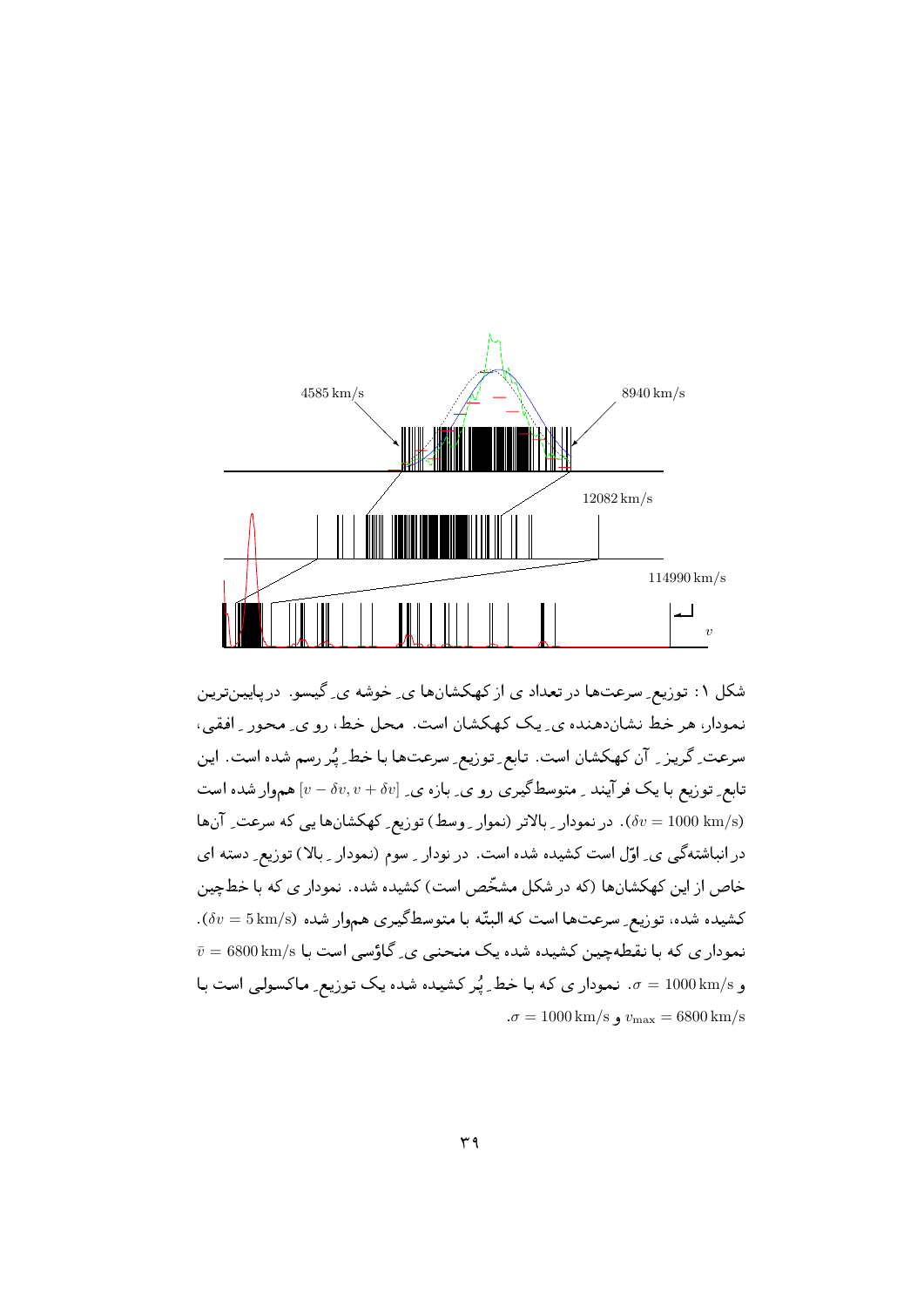شکل ۱: توزیع ِ سرعت‌ها در تعداد ی از کهکشان‌ها ی ِ خوشه ی ِ گیسو. درپایین‌ترین نمودار، هر خط نشان‌دهنده ی ِ یک کهکشان است. محل خط، رو ی ِ محور ِ افقی، سرعت ِ گریز ِ آن کهکشان است. تابع ِ توزیع ِ سرعت‌ها با خط ِ پُر رسم شده است. این تابع ِ توزیع با یک فرآیند ِ متوسط‌گیری رو ی ِ بازه ی ِ $[v-\delta v, v+\delta v]$ هموار شده است ($\delta v = 1000\,\mathrm{km/s}$). در نمودار ِ بالاتر (نموار ِ وسط) توزیع ِ کهکشان‌ها یی که سرعت ِ آن‌ها در انباشتگی ی ِ اوّل است کشیده شده است. در نودار ِ سوم (نمودار ِ بالا) توزیع ِ دسته ای خاص از این کهکشان‌ها (که در شکل مشخّص است) کشیده شده. نمودار ی که با خط‌چین کشیده شده، توزیع ِ سرعت‌ها است که البتّه با متوسط‌گیری هموار شده ($\delta v = 5\,\mathrm{km/s}$). نمودار ی که با نقطه‌چین کشیده شده یک منحنی ی ِ گاؤسی است با $\bar{v} = 6800\,\mathrm{km/s}$ و $\sigma = 1000\,\mathrm{km/s}$. نمودار ی که با خط ِ پُر کشیده شده یک توزیع ِ ماکسولی است با $v_{\max} = 6800\,\mathrm{km/s}$ و $\sigma = 1000\,\mathrm{km/s}$.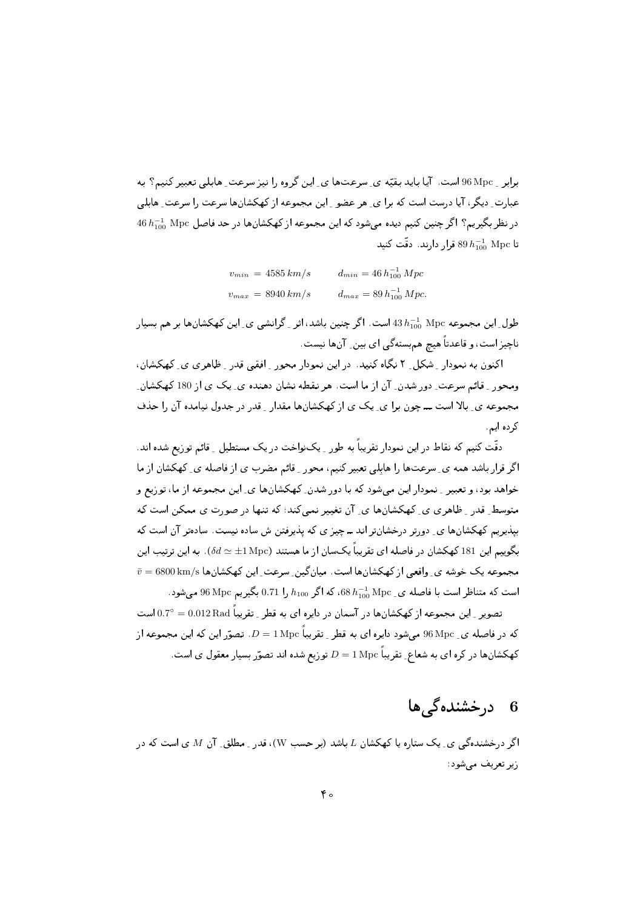برابر ِ 96 Mpc است. آیا باید بقیّه ی ِ سرعت‌ها ی ِ این گروه را نیز سرعت ِ هابلی تعبیر کنیم؟ به عبارت ِ دیگر، آیا درست است که برا ی ِ هر عضو ِ این مجموعه از کهکشان‌ها سرعت را سرعت ِ هابلی در نظر بگیریم؟ اگر چنین کنیم دیده می‌شود که این مجموعه از کهکشان‌ها در حد فاصل $46\,h_{100}^{-1}$ Mpc تا $89\,h_{100}^{-1}$ Mpc قرار دارند. دقّت کنید

$$v_{min} = 4585\,km/s \qquad d_{min} = 46\,h_{100}^{-1}\,Mpc$$
$$v_{max} = 8940\,km/s \qquad d_{max} = 89\,h_{100}^{-1}\,Mpc.$$

طول ِ این مجموعه $43\,h_{100}^{-1}$ Mpc است. اگر چنین باشد، اثر ِ گرانشی ی ِ این کهکشان‌ها بر هم بسیار ناچیز است، و قاعدتاً هیچ هم‌بستگی ای بین ِ آن‌ها نیست.

اکنون به نمودار ِ شکل ِ ۲ نگاه کنید. در این نمودار محور ِ افقی قدر ِ ظاهری ی ِ کهکشان، ومحور ِ قائم سرعت ِ دور شدن ِ آن از ما است. هر نقطه نشان دهنده ی ِ یک ی از 180 کهکشان ِ مجموعه ی ِ بالا است ـــ چون برا ی ِ یک ی از کهکشان‌ها مقدار ِ قدر در جدول نیامده آن را حذف کرده ایم.

دقّت کنیم که نقاط در این نمودار تقریباً به طور ِ یک‌نواخت در یک مستطیل ِ قائم توزیع شده اند. اگر قرار باشد همه ی ِ سرعت‌ها را هابلی تعبیر کنیم، محور ِ قائم مضرب ی از فاصله ی ِ کهکشان از ما خواهد بود، و تعبیر ِ نمودار این می‌شود که با دور شدن ِ کهکشان‌ها ی ِ این مجموعه از ما، توزیع و متوسط ِ قدر ِ ظاهری ی ِ کهکشان‌ها ی ِ آن تغییر نمی‌کند؛ که تنها در صورت ی ممکن است که بپذیریم کهکشان‌ها ی ِ دورتر درخشان‌تر اند ـــ چیز ی که پذیرفتن ش ساده نیست. ساده‌تر آن است که بگوییم این 181 کهکشان در فاصله ای تقریباً یکسان از ما هستند ($\delta d \simeq \pm 1$ Mpc). به این ترتیب این مجموعه یک خوشه ی ِ واقعی از کهکشان‌ها است. میان‌گین ِ سرعت ِ این کهکشان‌ها $\bar{v} = 6800$ km/s است که متناظر است با فاصله ی ِ $68\,h_{100}^{-1}$ Mpc، که اگر $h_{100}$ را 0.71 بگیریم 96 Mpc می‌شود.

تصویر ِ این مجموعه از کهکشان‌ها در آسمان در دایره ای به قطر ِ تقریباً $0.7° = 0.012$ Rad است که در فاصله ی ِ 96 Mpc می‌شود دایره ای به قطر ِ تقریباً $D = 1$ Mpc. تصوّر این که این مجموعه از کهکشان‌ها در کره ای به شعاع ِ تقریباً $D = 1$ Mpc توزیع شده اند تصوّر بسیار معقول ی است.

## 6 درخشنده‌گی‌ها

اگر درخشنده‌گی ی ِ یک ستاره یا کهکشان $L$ باشد (بر حسب W)، قدر ِ مطلق ِ آن $M$ ی است که در زیر تعریف می‌شود: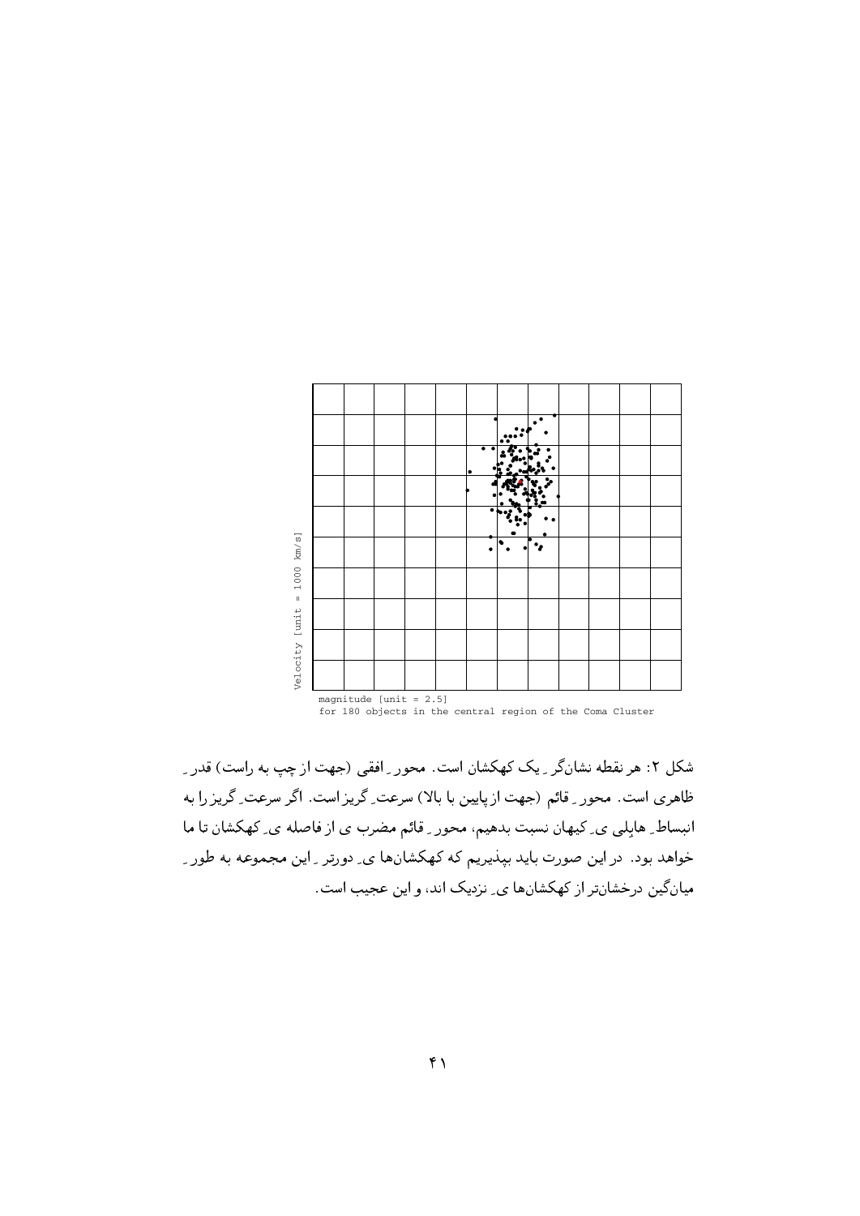Velocity [unit = 1000 km/s]

magnitude [unit = 2.5]
for 180 objects in the central region of the Coma Cluster

شکل ۲: هر نقطه نشان‌گر ِ یک کهکشان است. محور ِ افقی (جهت از چپ به راست) قدر ِ ظاهری است. محور ِ قائم (جهت از پایین با بالا) سرعت ِ گریز است. اگر سرعت ِ گریز را به انبساط ِ هابلی ی ِ کیهان نسبت بدهیم، محور ِ قائم مضرب ی از فاصله ی ِ کهکشان تا ما خواهد بود. در این صورت باید بپذیریم که کهکشان‌ها ی ِ دورتر ِ این مجموعه به طور ِ میان‌گین درخشان‌تر از کهکشان‌ها ی ِ نزدیک اند، و این عجیب است.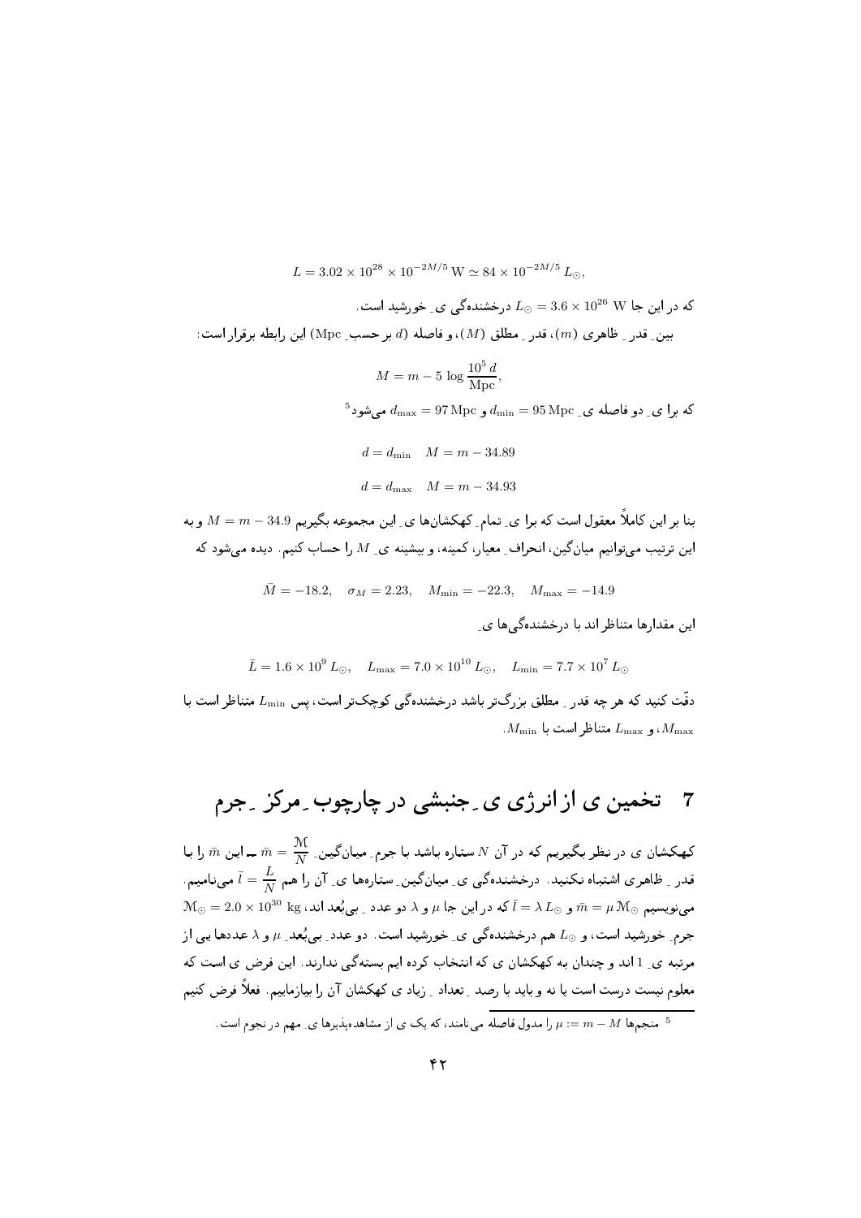$$L = 3.02 \times 10^{28} \times 10^{-2M/5}\,\mathrm{W} \simeq 84 \times 10^{-2M/5}\,L_\odot,$$

که در این جا $L_\odot = 3.6 \times 10^{26}$ W درخشنده‌گی ی ِ خورشید است.

بین ِ قدر ِ ظاهری ($m$)، قدر ِ مطلق ($M$)، و فاصله ($d$ بر حسب ِ Mpc) این رابطه برقرار است:

$$M = m - 5\,\log \frac{10^5\,d}{\mathrm{Mpc}},$$

که برا ی ِ دو فاصله ی ِ $d_{\min} = 95\,\mathrm{Mpc}$ و $d_{\max} = 97\,\mathrm{Mpc}$ می‌شود[5]

$$d = d_{\min} \quad M = m - 34.89$$

$$d = d_{\max} \quad M = m - 34.93$$

بنا بر این کاملاً معقول است که برا ی ِ تمام ِ کهکشان‌ها ی ِ این مجموعه بگیریم $M = m - 34.9$ و به این ترتیب می‌توانیم میان‌گین، انحراف ِ معیار، کمینه، و بیشینه ی ِ $M$ را حساب کنیم. دیده می‌شود که

$$\bar{M} = -18.2, \quad \sigma_M = 2.23, \quad M_{\min} = -22.3, \quad M_{\max} = -14.9$$

این مقدارها متناظر اند با درخشنده‌گی‌ها ی ِ

$$\bar{L} = 1.6 \times 10^9\,L_\odot, \quad L_{\max} = 7.0 \times 10^{10}\,L_\odot, \quad L_{\min} = 7.7 \times 10^7\,L_\odot$$

دقّت کنید که هر چه قدر ِ مطلق بزرگ‌تر باشد درخشنده‌گی کوچک‌تر است، پس $L_{\min}$ متناظر است با $M_{\max}$، و $L_{\max}$ متناظر است با $M_{\min}$.

## 7 تخمین ی از انرژی ی ِ جنبشی در چارچوب ِ مرکز ِ جرم

کهکشان ی در نظر بگیریم که در آن $N$ ستاره باشد با جرم ِ میان‌گین ِ $\bar{m} = \dfrac{\mathcal{M}}{N}$ ــ این $\bar{m}$ را با قدر ِ ظاهری اشتباه نکنید. درخشنده‌گی ی ِ میان‌گین ِ ستاره‌ها ی ِ آن را هم $\bar{l} = \dfrac{L}{N}$ می‌نامیم. می‌نویسیم $\bar{m} = \mu\,\mathcal{M}_\odot$ و $\bar{l} = \lambda\,L_\odot$ که در این جا $\mu$ و $\lambda$ دو عدد ِ بی‌بُعد اند، $\mathcal{M}_\odot = 2.0 \times 10^{30}$ kg جرم ِ خورشید است، و $L_\odot$ هم درخشنده‌گی ی ِ خورشید است. دو عدد ِ بی‌بُعد ِ $\mu$ و $\lambda$ عددها یی از مرتبه ی ِ 1 اند و چندان به کهکشان ی که انتخاب کرده ایم بسته‌گی ندارند. این فرض ی است که معلوم نیست درست است یا نه و باید با رصد ِ تعداد ِ زیاد ی کهکشان آن را بیازماییم. فعلاً فرض کنیم

---

[5] منجم‌ها $\mu := m - M$ را مدول فاصله می‌نامند، که یک ی از مشاهده‌پذیرها ی ِ مهم در نجوم است.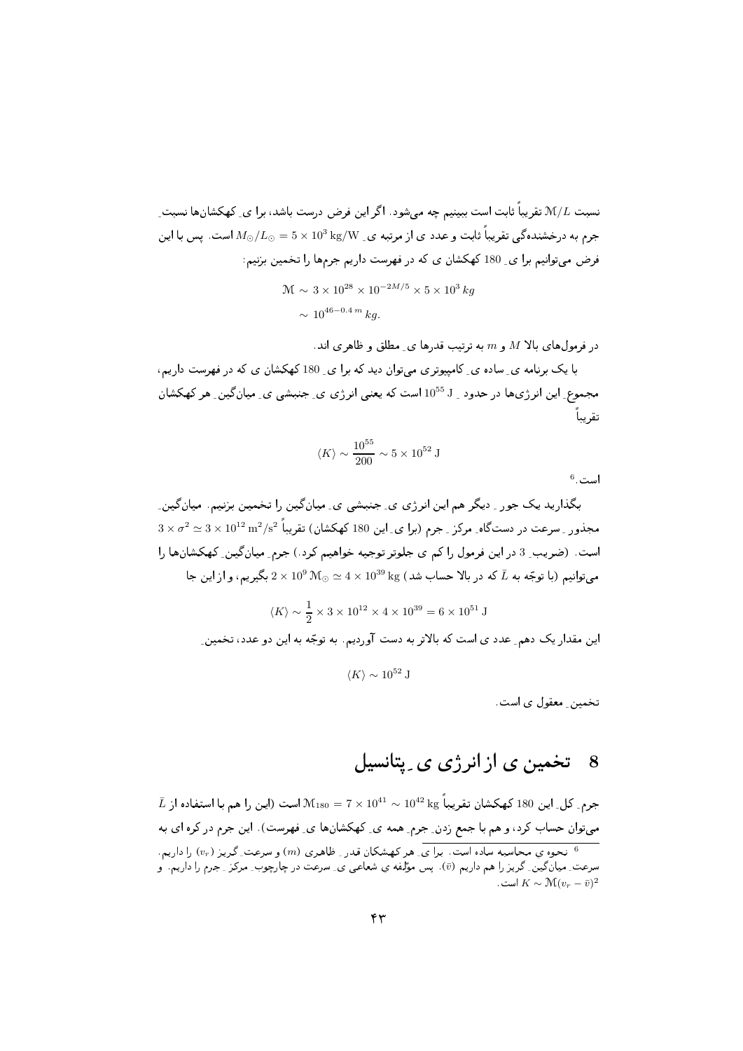نسبت $\mathcal{M}/L$ تقریباً ثابت است ببینیم چه می‌شود. اگر این فرض درست باشد، برا یِ کهکشان‌ها نسبتِ جرم به درخشندگی تقریباً ثابت و عدد ی از مرتبه یِ $M_{\odot}/L_{\odot} = 5 \times 10^3\ \mathrm{kg/W}$ است. پس با این فرض می‌توانیم برا یِ 180 کهکشان ی که در فهرست داریم جرم‌ها را تخمین بزنیم:

$$\mathcal{M} \sim 3 \times 10^{28} \times 10^{-2M/5} \times 5 \times 10^3\, kg$$
$$\sim 10^{46-0.4\, m}\, kg.$$

در فرمول‌های بالا $M$ و $m$ به ترتیب قدرها یِ مطلق و ظاهری اند.

با یک برنامه یِ ساده یِ کامپیوتری می‌توان دید که برا یِ 180 کهکشان ی که در فهرست داریم، مجموعِ این انرژی‌ها در حدودِ $10^{55}\ \mathrm{J}$ است که یعنی انرژی یِ جنبشی یِ میانگینِ هر کهکشان تقریباً

$$\langle K \rangle \sim \frac{10^{55}}{200} \sim 5 \times 10^{52}\ \mathrm{J}$$

است.[6]

بگذارید یک جورِ دیگر هم این انرژی یِ جنبشی یِ میانگین را تخمین بزنیم. میانگینِ مجذورِ سرعت در دستگاهِ مرکزِ جرم (برا یِ این 180 کهکشان) تقریباً $3 \times \sigma^2 \simeq 3 \times 10^{12}\ \mathrm{m^2/s^2}$ است. (ضریبِ 3 در این فرمول را کم ی جلوتر توجیه خواهیم کرد.) جرمِ میانگینِ کهکشان‌ها را می‌توانیم (با توجّه به $\bar{L}$ که در بالا حساب شد) $2 \times 10^9\, \mathcal{M}_{\odot} \simeq 4 \times 10^{39}\ \mathrm{kg}$ بگیریم، و از این جا

$$\langle K \rangle \sim \frac{1}{2} \times 3 \times 10^{12} \times 4 \times 10^{39} = 6 \times 10^{51}\ \mathrm{J}$$

این مقدار یک دهمِ عدد ی است که بالاتر به دست آوردیم. به توجّه به این دو عدد، تخمینِ

$$\langle K \rangle \sim 10^{52}\ \mathrm{J}$$

تخمینِ معقول ی است.

# 8 تخمین ی از انرژی یِ پتانسیل

جرمِ کلِ این 180 کهکشان تقریباً $\mathcal{M}_{180} = 7 \times 10^{41} \sim 10^{42}\ \mathrm{kg}$ است (این را هم با استفاده از $\bar{L}$ می‌توان حساب کرد، و هم با جمع زدنِ جرمِ همه یِ کهکشان‌ها یِ فهرست). این جرم در کره ای به

---

[6] نحوه ی محاسبه ساده است. برا یِ هر کهکشان قدرِ ظاهری ($m$) و سرعتِ گریز ($v_r$) را داریم. سرعتِ میانگینِ گریز را هم داریم ($\bar{v}$). پس مؤلّفه ی شعاعی یِ سرعت در چارچوبِ مرکزِ جرم را داریم. و $K \sim \mathcal{M}(v_r - \bar{v})^2$ است.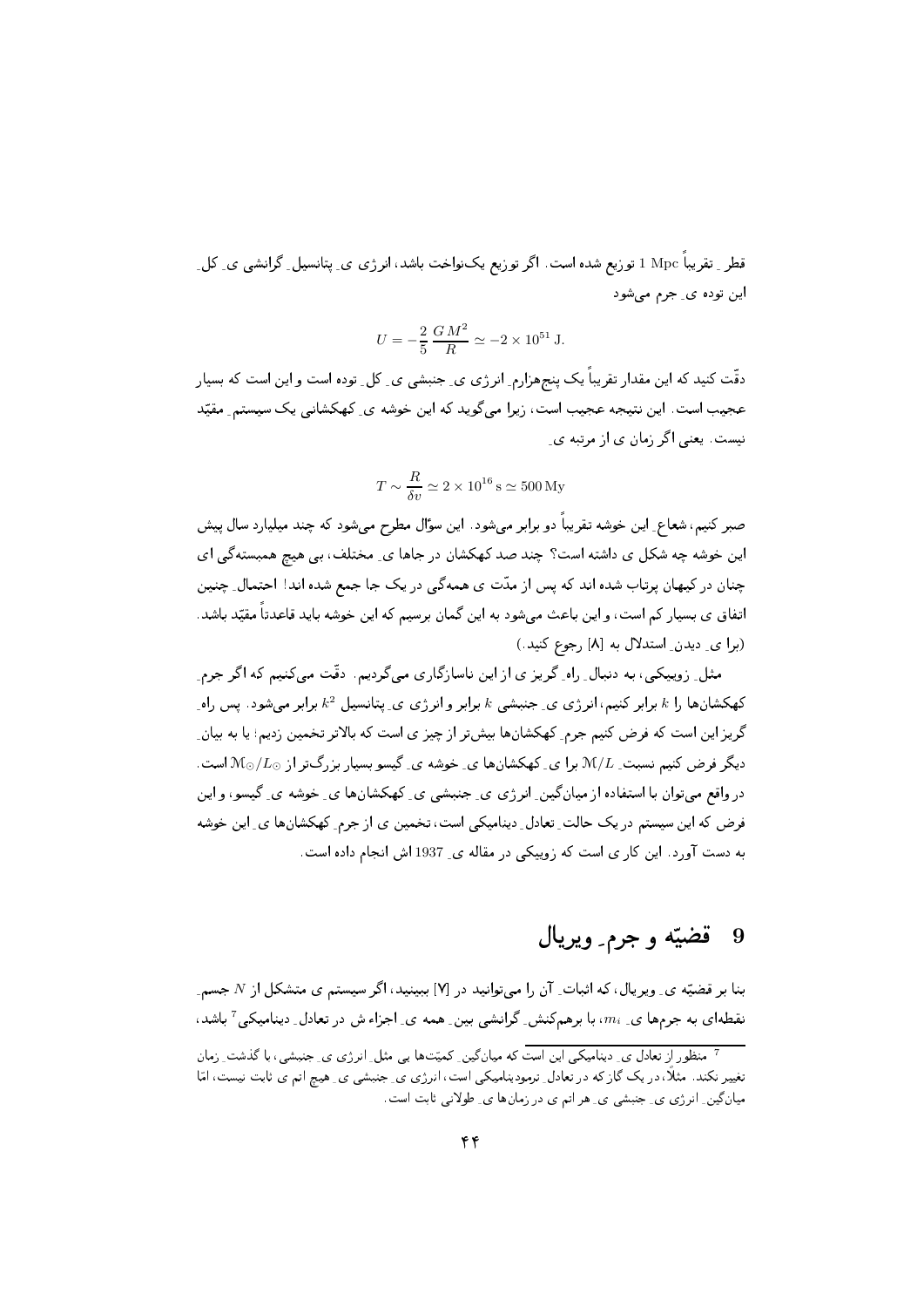قطر ِ تقریباً 1 Mpc توزیع شده است. اگر توزیع یک‌نواخت باشد، انرژی ی ِ پتانسیل ِ گرانشی ی ِ کل ِ این توده ی ِ جرم می‌شود

$$U = -\frac{2}{5}\,\frac{GM^2}{R} \simeq -2 \times 10^{51}\,\mathrm{J}.$$

دقّت کنید که این مقدار تقریباً یک پنج‌هزارم ِ انرژی ی ِ جنبشی ی ِ کل ِ توده است و این است که بسیار عجیب است. این نتیجه عجیب است، زیرا می‌گوید که این خوشه ی ِ کهکشانی یک سیستم ِ مقیّد نیست. یعنی اگر زمان ی از مرتبه ی ِ

$$T \sim \frac{R}{\delta v} \simeq 2 \times 10^{16}\,\mathrm{s} \simeq 500\,\mathrm{My}$$

صبر کنیم، شعاع ِ این خوشه تقریباً دو برابر می‌شود. این سؤال مطرح می‌شود که چند میلیارد سال پیش این خوشه چه شکل ی داشته است؟ چند صد کهکشان در جاها ی ِ مختلف، بی هیچ همبستگی ای چنان در کیهان پرتاب شده اند که پس از مدّت ی همه‌گی در یک جا جمع شده اند! احتمال ِ چنین اتفاق ی بسیار کم است، و این باعث می‌شود به این گمان برسیم که این خوشه باید قاعدتاً مقیّد باشد. (برا ی ِ دیدن ِ استدلال به [8] رجوع کنید.)

مثل ِ زوییکی، به دنبال ِ راه ِ گریز ی از این ناسازگاری می‌گردیم. دقّت می‌کنیم که اگر جرم ِ کهکشان‌ها را $k$ برابر کنیم، انرژی ی ِ جنبشی $k$ برابر و انرژی ی ِ پتانسیل $k^2$ برابر می‌شود. پس راه ِ گریز این است که فرض کنیم جرم ِ کهکشان‌ها بیش‌تر از چیز ی است که بالاتر تخمین زدیم؛ یا به بیان ِ دیگر فرض کنیم نسبت ِ $\mathcal{M}/L$ برا ی ِ کهکشان‌ها ی ِ خوشه ی ِ گیسو بسیار بزرگ‌تر از $\mathcal{M}_\odot/L_\odot$ است. در واقع می‌توان با استفاده از میانگین ِ انرژی ی ِ جنبشی ی ِ کهکشان‌ها ی ِ خوشه ی ِ گیسو، و این فرض که این سیستم در یک حالت ِ تعادل ِ دینامیکی است، تخمین ی از جرم ِ کهکشان‌ها ی ِ این خوشه به دست آورد. این کار ی است که زوییکی در مقاله ی ِ 1937 اش انجام داده است.

## 9 قضیّه و جرم ِ ویریال

بنا بر قضیّه ی ِ ویریال، که اثبات ِ آن را می‌توانید در [7] ببینید، اگر سیستم ی متشکل از $N$ جسم ِ نقطه‌ای به جرم‌ها ی ِ $m_i$، با برهم‌کنش ِ گرانشی بین ِ همه ی ِ اجزاء ش در تعادل ِ دینامیکی[7] باشد،

[7] منظور از تعادل ِ دینامیکی این است که میانگین ِ کمیّت‌ها یی مثل ِ انرژی ی ِ جنبشی، با گذشت ِ زمان تغییر نکند. مثلاً، در یک گاز که در تعادل ِ ترمودینامیکی است، انرژی ی ِ جنبشی ی ِ هیچ اتم ی ثابت نیست، امّا میانگین ِ انرژی ی ِ جنبشی ی ِ هر اتم ی در زمان‌ها ی ِ طولانی ثابت است.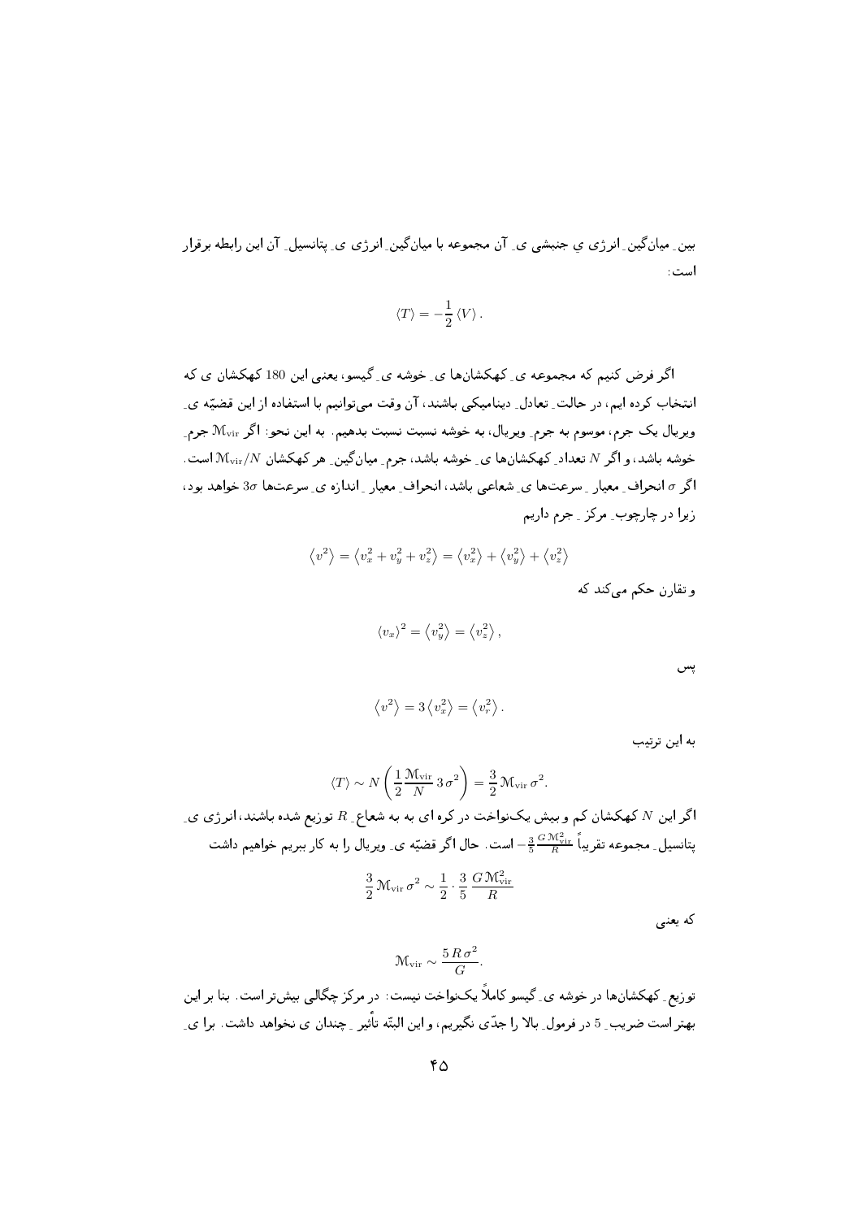بینِ میانگینِ انرژیِ جنبشیِ آن مجموعه با میانگینِ انرژیِ پتانسیلِ آن این رابطه برقرار است:

$$\langle T\rangle = -\frac{1}{2}\,\langle V\rangle\,.$$

اگر فرض کنیم که مجموعه یِ کهکشان‌ها یِ خوشه یِ گیسو، یعنی این 180 کهکشان ی که انتخاب کرده ایم، در حالتِ تعادلِ دینامیکی باشند، آن وقت می‌توانیم با استفاده از این قضیّه یِ ویریال یک جرم، موسوم به جرمِ ویریال، به خوشه نسبت نسبت بدهیم. به این نحو: اگر $\mathcal{M}_{\rm vir}$ جرمِ خوشه باشد، و اگر $N$ تعدادِ کهکشان‌ها یِ خوشه باشد، جرمِ میانگینِ هر کهکشان $\mathcal{M}_{\rm vir}/N$ است. اگر $\sigma$ انحرافِ معیارِ سرعت‌ها یِ شعاعی باشد، انحرافِ معیارِ اندازه یِ سرعت‌ها $3\sigma$ خواهد بود، زیرا در چارچوبِ مرکزِ جرم داریم

$$\left\langle v^2\right\rangle = \left\langle v_x^2+v_y^2+v_z^2\right\rangle = \left\langle v_x^2\right\rangle + \left\langle v_y^2\right\rangle + \left\langle v_z^2\right\rangle$$

و تقارن حکم می‌کند که

$$\left\langle v_x\right\rangle^2 = \left\langle v_y^2\right\rangle = \left\langle v_z^2\right\rangle,$$

پس

$$\left\langle v^2\right\rangle = 3\left\langle v_x^2\right\rangle = \left\langle v_r^2\right\rangle.$$

به این ترتیب

$$\langle T\rangle \sim N\left(\frac{1}{2}\,\frac{\mathcal{M}_{\rm vir}}{N}\,3\,\sigma^2\right) = \frac{3}{2}\,\mathcal{M}_{\rm vir}\,\sigma^2.$$

اگر این $N$ کهکشان کم و بیش یک‌نواخت در کره ای به به شعاعِ $R$ توزیع شده باشند، انرژی یِ پتانسیلِ مجموعه تقریباً $-\frac{3}{5}\frac{G\,\mathcal{M}_{\rm vir}^2}{R}$ است. حال اگر قضیّه یِ ویریال را به کار ببریم خواهیم داشت

$$\frac{3}{2}\,\mathcal{M}_{\rm vir}\,\sigma^2 \sim \frac{1}{2}\cdot\frac{3}{5}\,\frac{G\,\mathcal{M}_{\rm vir}^2}{R}$$

که یعنی

$$\mathcal{M}_{\rm vir} \sim \frac{5\,R\,\sigma^2}{G}.$$

توزیعِ کهکشان‌ها در خوشه یِ گیسو کاملاً یک‌نواخت نیست: در مرکز چگالی بیش‌تر است. بنا بر این بهتر است ضریبِ 5 در فرمولِ بالا را جدّی نگیریم، و این البتّه تأثیرِ چندان ی نخواهد داشت. برا یِ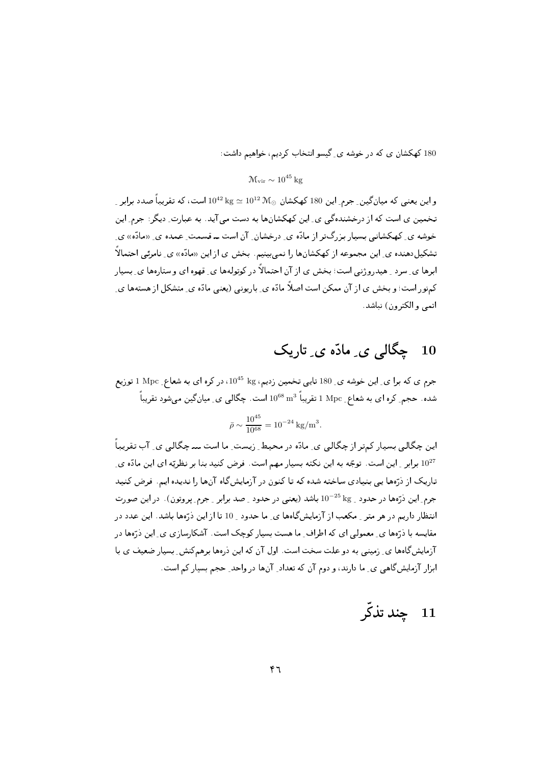180 کهکشان ی که در خوشه ی ِ گیسو انتخاب کردیم، خواهیم داشت:

$$\mathcal{M}_{\rm vir} \sim 10^{45}\,{\rm kg}$$

و این یعنی که میانگین ِ جرم ِ این 180 کهکشان $10^{42}\,{\rm kg} \simeq 10^{12}\,\mathcal{M}_\odot$ است، که تقریباً صدد برابر ِ تخمین ی است که از درخشنده‌گی ی ِ این کهکشان‌ها به دست می‌آید. به عبارت ِ دیگر: جرم ِ این خوشه ی ِ کهکشانی بسیار بزرگ‌تر از مادّه ی ِ درخشان ِ آن است ــ قسمت ِ عمده ی ِ «مادّه» ی ِ تشکیل‌دهنده ی ِ این مجموعه از کهکشان‌ها را نمی‌بینیم. بخش ی از این «مادّه» ی ِ نامرئی احتمالاً ابرها ی ِ سرد ِ هیدروژنی است؛ بخش ی از آن احتمالاً در کوتوله‌ها ی ِ قهوه ای و ستاره‌ها ی ِ بسیار کم‌نور است؛ و بخش ی از آن ممکن است اصلاً مادّه ی ِ باریونی (یعنی مادّه ی ِ متشکل از هسته‌ها ی ِ اتمی و الکترون) نباشد.

# 10 چگالی ی ِ مادّه ی ِ تاریک

جرم ی که برا ی ِ این خوشه ی ِ 180 تایی تخمین زدیم، $10^{45}$ kg، در کره ای به شعاع ِ 1 Mpc توزیع شده. حجم ِ کره ای به شعاع ِ 1 Mpc تقریباً $10^{68}\,{\rm m}^3$ است. چگالی ی ِ میانگین می‌شود تقریباً

$$\bar{\rho} \sim \frac{10^{45}}{10^{68}} = 10^{-24}\,{\rm kg/m}^3.$$

این چگالی بسیار کم‌تر از چگالی ی ِ مادّه در محیط ِ زیست ِ ما است ــ چگالی ی ِ آب تقریباً $10^{27}$ برابر ِ این است. توجّه به این نکته بسیار مهم است. فرض کنید بنا بر نظریّه ای این مادّه ی ِ تاریک از ذرّه‌ها یی بنیادی ساخته شده که تا کنون در آزمایش‌گاه آن‌ها را ندیده ایم. فرض کنید جرم ِ این ذرّه‌ها در حدود ِ $10^{-25}$ kg باشد (یعنی در حدود ِ صد برابر ِ جرم ِ پروتون). در این صورت انتظار داریم در هر متر ِ مکعب از آزمایش‌گاه‌ها ی ِ ما حدود ِ 10 تا از این ذرّه‌ها باشد. این عدد در مقایسه با ذرّه‌ها ی ِ معمولی ای که اطراف ِ ما هست بسیار کوچک است. آشکارسازی ی ِ این ذرّه‌ها در آزمایش‌گاه‌ها ی ِ زمینی به دو علت سخت است. اول آن که این ذره‌ها برهم‌کنش ِ بسیار ضعیف ی با ابزار آزمایش‌گاهی ی ِ ما دارند، و دوم آن که تعداد ِ آن‌ها در واحد ِ حجم بسیار کم است.

# 11 چند تذکّر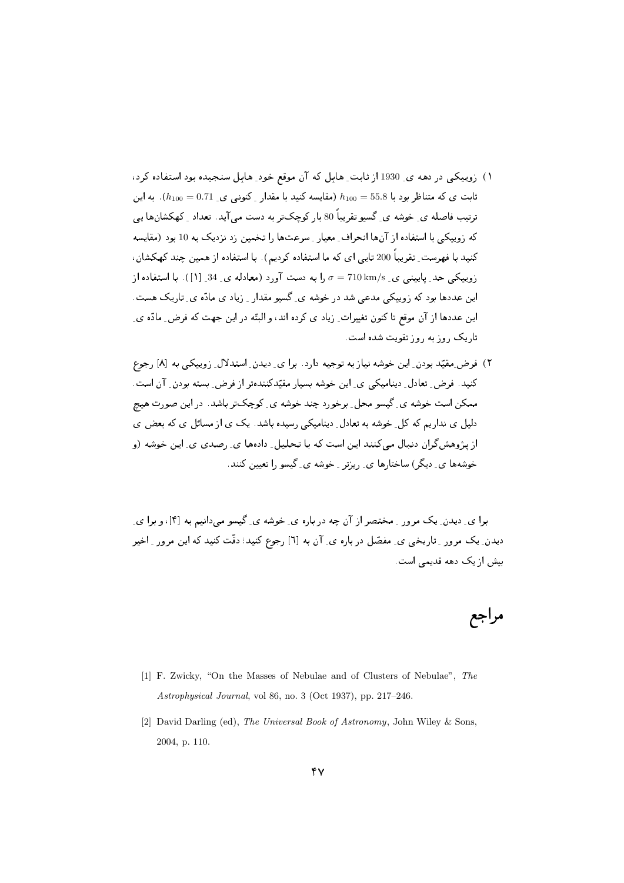۱) زوییکی در دهه ی ـ 1930 از ثابت ـ هابل که آن موقع خود ـ هابل سنجیده بود استفاده کرد، ثابت ی که متناظر بود با $h_{100} = 55.8$ (مقایسه کنید با مقدار ـ کنونی ی ـ $h_{100} = 0.71$). به این ترتیب فاصله ی ـ خوشه ی ـ گسیو تقریباً 80 بار کوچک‌تر به دست می‌آید. تعداد ـ کهکشان‌ها یی که زوییکی با استفاده از آن‌ها انحراف ـ معیار ـ سرعت‌ها را تخمین زد نزدیک به 10 بود (مقایسه کنید با فهرست ـ تقریباً 200 تایی ای که ما استفاده کردیم). با استفاده از همین چند کهکشان، زوییکی حد ـ پایینی ی ـ $\sigma = 710\,\mathrm{km/s}$ را به دست آورد (معادله ی ـ 34 ـ [1]). با استفاده از این عددها بود که زوییکی مدعی شد در خوشه ی ـ گسیو مقدار ـ زیاد ی مادّه ی ـ تاریک هست. این عددها از آن موقع تا کنون تغییرات ـ زیاد ی کرده اند، و البتّه در این جهت که فرض ـ مادّه ی ـ تاریک روز به روز تقویت شده است.

۲) فرض ـ مقیّد بودن ـ این خوشه نیاز به توجیه دارد. برا ی ـ دیدن ـ استدلال ـ زوییکی به [8] رجوع کنید. فرض ـ تعادل ـ دینامیکی ی ـ این خوشه بسیار مقیّدکننده‌تر از فرض ـ بسته بودن ـ آن است. ممکن است خوشه ی ـ گیسو محل ـ برخورد چند خوشه ی ـ کوچک‌تر باشد. در این صورت هیچ دلیل ی نداریم که کل ـ خوشه به تعادل ـ دینامیکی رسیده باشد. یک ی از مسائل ی که بعض ی از پژوهش‌گران دنبال می‌کنند این است که با تحلیل ـ داده‌ها ی ـ رصدی ی ـ این خوشه (و خوشه‌ها ی ـ دیگر) ساختارها ی ـ ریزتر ـ خوشه ی ـ گیسو را تعیین کنند.

برا ی ـ دیدن ـ یک مرور ـ مختصر از آن چه در باره ی ـ خوشه ی ـ گیسو می‌دانیم به [4]، و برا ی ـ دیدن ـ یک مرور ـ تاریخی ی ـ مفصّل در باره ی ـ آن به [6] رجوع کنید؛ دقّت کنید که این مرور ـ اخیر بیش از یک دهه قدیمی است.

# مراجع

[1] F. Zwicky, "On the Masses of Nebulae and of Clusters of Nebulae", *The Astrophysical Journal*, vol 86, no. 3 (Oct 1937), pp. 217–246.

[2] David Darling (ed), *The Universal Book of Astronomy*, John Wiley & Sons, 2004, p. 110.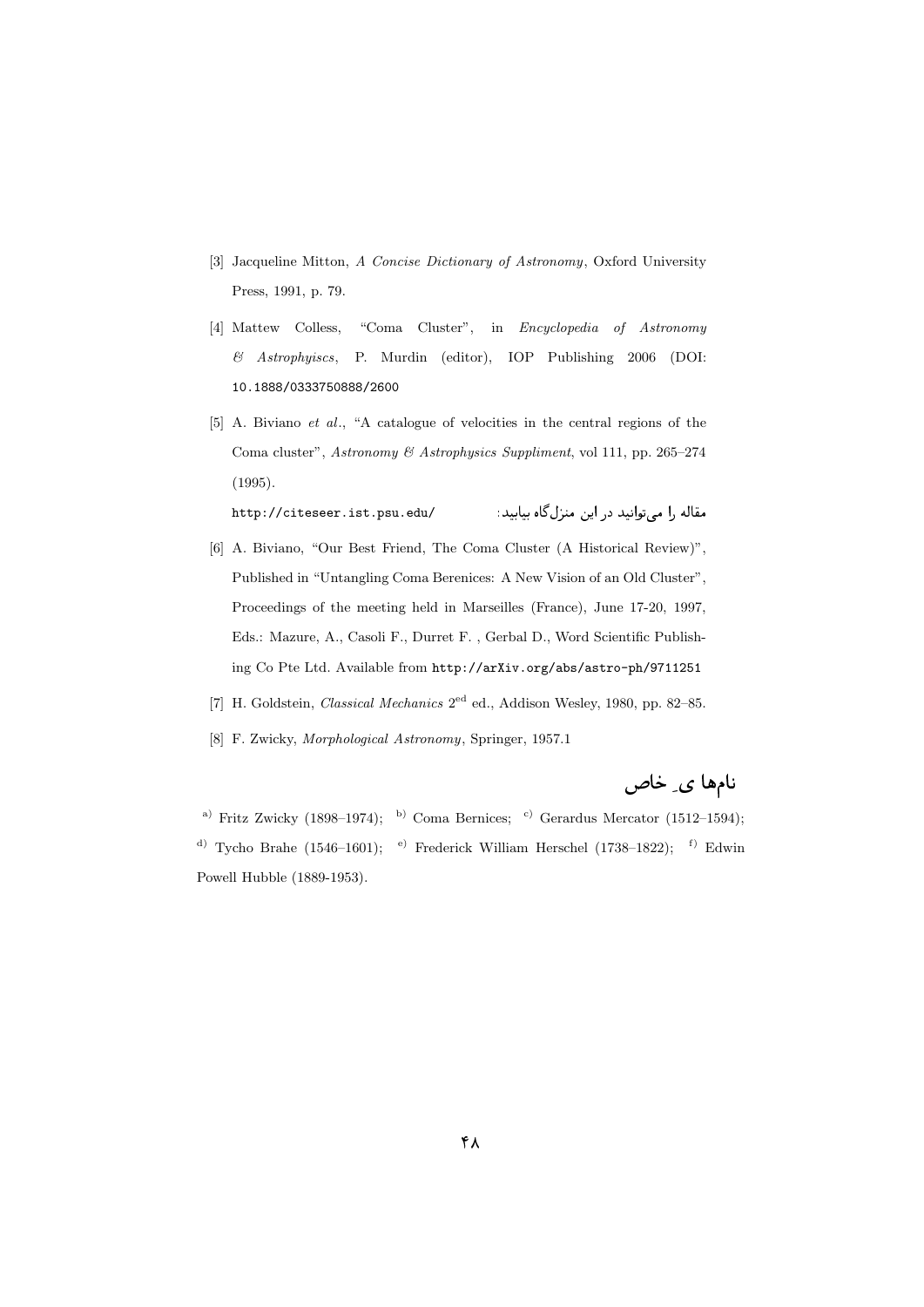[3] Jacqueline Mitton, *A Concise Dictionary of Astronomy*, Oxford University Press, 1991, p. 79.

[4] Mattew Colless, "Coma Cluster", in *Encyclopedia of Astronomy & Astrophyiscs*, P. Murdin (editor), IOP Publishing 2006 (DOI: 10.1888/0333750888/2600

[5] A. Biviano *et al*., "A catalogue of velocities in the central regions of the Coma cluster", *Astronomy & Astrophysics Suppliment*, vol 111, pp. 265–274 (1995).

مقاله را می‌توانید در این منزل‌گاه بیابید: http://citeseer.ist.psu.edu/

[6] A. Biviano, "Our Best Friend, The Coma Cluster (A Historical Review)", Published in "Untangling Coma Berenices: A New Vision of an Old Cluster", Proceedings of the meeting held in Marseilles (France), June 17-20, 1997, Eds.: Mazure, A., Casoli F., Durret F. , Gerbal D., Word Scientific Publishing Co Pte Ltd. Available from http://arXiv.org/abs/astro-ph/9711251

[7] H. Goldstein, *Classical Mechanics* $2^{\text{ed}}$ ed., Addison Wesley, 1980, pp. 82–85.

[8] F. Zwicky, *Morphological Astronomy*, Springer, 1957.1

## نام‌ها یِ خاص

a) Fritz Zwicky (1898–1974); b) Coma Bernices; c) Gerardus Mercator (1512–1594); d) Tycho Brahe (1546–1601); e) Frederick William Herschel (1738–1822); f) Edwin Powell Hubble (1889-1953).